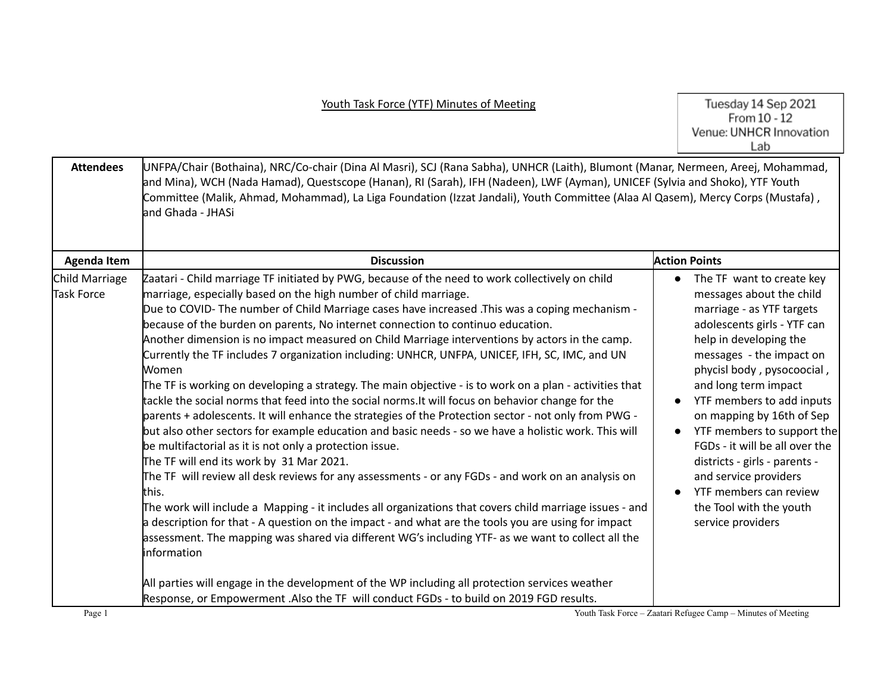# Youth Task Force (YTF) Minutes of Meeting

Tuesday 14 Sep 2021
From 10 - 12
Venue: UNHCR Innovation Lab

| **Attendees** | UNFPA/Chair (Bothaina), NRC/Co-chair (Dina Al Masri), SCJ (Rana Sabha), UNHCR (Laith), Blumont (Manar, Nermeen, Areej, Mohammad, and Mina), WCH (Nada Hamad), Questscope (Hanan), RI (Sarah), IFH (Nadeen), LWF (Ayman), UNICEF (Sylvia and Shoko), YTF Youth Committee (Malik, Ahmad, Mohammad), La Liga Foundation (Izzat Jandali), Youth Committee (Alaa Al Qasem), Mercy Corps (Mustafa) , and Ghada - JHASi | |
|---|---|---|
| **Agenda Item** | **Discussion** | **Action Points** |
| Child Marriage Task Force | Zaatari - Child marriage TF initiated by PWG, because of the need to work collectively on child marriage, especially based on the high number of child marriage.<br>Due to COVID- The number of Child Marriage cases have increased .This was a coping mechanism - because of the burden on parents, No internet connection to continuo education.<br>Another dimension is no impact measured on Child Marriage interventions by actors in the camp.<br>Currently the TF includes 7 organization including: UNHCR, UNFPA, UNICEF, IFH, SC, IMC, and UN Women<br>The TF is working on developing a strategy. The main objective - is to work on a plan - activities that tackle the social norms that feed into the social norms.It will focus on behavior change for the parents + adolescents. It will enhance the strategies of the Protection sector - not only from PWG - but also other sectors for example education and basic needs - so we have a holistic work. This will be multifactorial as it is not only a protection issue.<br>The TF will end its work by 31 Mar 2021.<br>The TF will review all desk reviews for any assessments - or any FGDs - and work on an analysis on this.<br>The work will include a Mapping - it includes all organizations that covers child marriage issues - and a description for that - A question on the impact - and what are the tools you are using for impact assessment. The mapping was shared via different WG's including YTF- as we want to collect all the information<br><br>All parties will engage in the development of the WP including all protection services weather Response, or Empowerment .Also the TF will conduct FGDs - to build on 2019 FGD results. | • The TF want to create key messages about the child marriage - as YTF targets adolescents girls - YTF can help in developing the messages - the impact on phycisl body , pysocoocial , and long term impact<br>• YTF members to add inputs on mapping by 16th of Sep<br>• YTF members to support the FGDs - it will be all over the districts - girls - parents - and service providers<br>• YTF members can review the Tool with the youth service providers |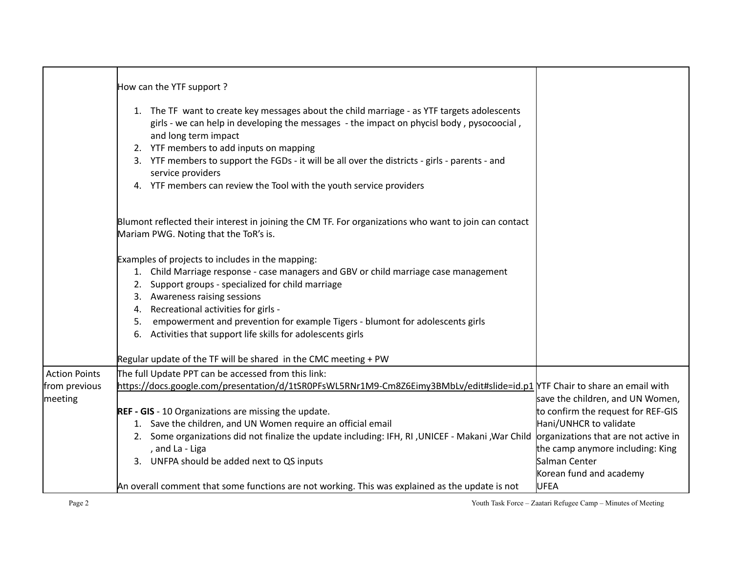| | | |
|---|---|---|
| | How can the YTF support ?<br><br>1. The TF want to create key messages about the child marriage - as YTF targets adolescents girls - we can help in developing the messages - the impact on phycisl body , pysocoocial , and long term impact<br>2. YTF members to add inputs on mapping<br>3. YTF members to support the FGDs - it will be all over the districts - girls - parents - and service providers<br>4. YTF members can review the Tool with the youth service providers<br><br>Blumont reflected their interest in joining the CM TF. For organizations who want to join can contact Mariam PWG. Noting that the ToR's is.<br><br>Examples of projects to includes in the mapping:<br>1. Child Marriage response - case managers and GBV or child marriage case management<br>2. Support groups - specialized for child marriage<br>3. Awareness raising sessions<br>4. Recreational activities for girls -<br>5. empowerment and prevention for example Tigers - blumont for adolescents girls<br>6. Activities that support life skills for adolescents girls<br><br>Regular update of the TF will be shared in the CMC meeting + PW | |
| Action Points from previous meeting | The full Update PPT can be accessed from this link:<br>https://docs.google.com/presentation/d/1tSR0PFsWL5RNr1M9-Cm8Z6Eimy3BMbLv/edit#slide=id.p1<br><br>**REF - GIS** - 10 Organizations are missing the update.<br>1. Save the children, and UN Women require an official email<br>2. Some organizations did not finalize the update including: IFH, RI ,UNICEF - Makani ,War Child , and La - Liga<br>3. UNFPA should be added next to QS inputs<br><br>An overall comment that some functions are not working. This was explained as the update is not | YTF Chair to share an email with save the children, and UN Women, to confirm the request for REF-GIS<br>Hani/UNHCR to validate organizations that are not active in the camp anymore including: King Salman Center<br>Korean fund and academy<br>UFEA |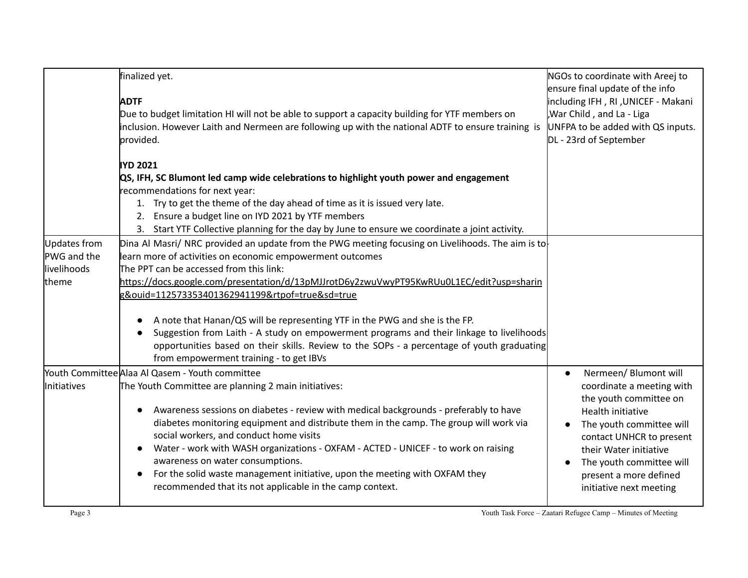| | | |
|---|---|---|
| | finalized yet.<br><br>**ADTF**<br>Due to budget limitation HI will not be able to support a capacity building for YTF members on inclusion. However Laith and Nermeen are following up with the national ADTF to ensure training is provided.<br><br>**IYD 2021**<br>**QS, IFH, SC Blumont led camp wide celebrations to highlight youth power and engagement**<br>recommendations for next year:<br>1. Try to get the theme of the day ahead of time as it is issued very late.<br>2. Ensure a budget line on IYD 2021 by YTF members<br>3. Start YTF Collective planning for the day by June to ensure we coordinate a joint activity. | NGOs to coordinate with Areej to ensure final update of the info including IFH , RI ,UNICEF - Makani ,War Child , and La - Liga<br>UNFPA to be added with QS inputs.<br>DL - 23rd of September |
| Updates from PWG and the livelihoods theme | Dina Al Masri/ NRC provided an update from the PWG meeting focusing on Livelihoods. The aim is to learn more of activities on economic empowerment outcomes<br>The PPT can be accessed from this link:<br>https://docs.google.com/presentation/d/13pMJJrotD6y2zwuVwyPT95KwRUu0L1EC/edit?usp=sharing&ouid=112573353401362941199&rtpof=true&sd=true<br><br>• A note that Hanan/QS will be representing YTF in the PWG and she is the FP.<br>• Suggestion from Laith - A study on empowerment programs and their linkage to livelihoods opportunities based on their skills. Review to the SOPs - a percentage of youth graduating from empowerment training - to get IBVs | |
| Youth Committee Initiatives | Alaa Al Qasem - Youth committee<br>The Youth Committee are planning 2 main initiatives:<br><br>• Awareness sessions on diabetes - review with medical backgrounds - preferably to have diabetes monitoring equipment and distribute them in the camp. The group will work via social workers, and conduct home visits<br>• Water - work with WASH organizations - OXFAM - ACTED - UNICEF - to work on raising awareness on water consumptions.<br>• For the solid waste management initiative, upon the meeting with OXFAM they recommended that its not applicable in the camp context. | • Nermeen/ Blumont will coordinate a meeting with the youth committee on Health initiative<br>• The youth committee will contact UNHCR to present their Water initiative<br>• The youth committee will present a more defined initiative next meeting |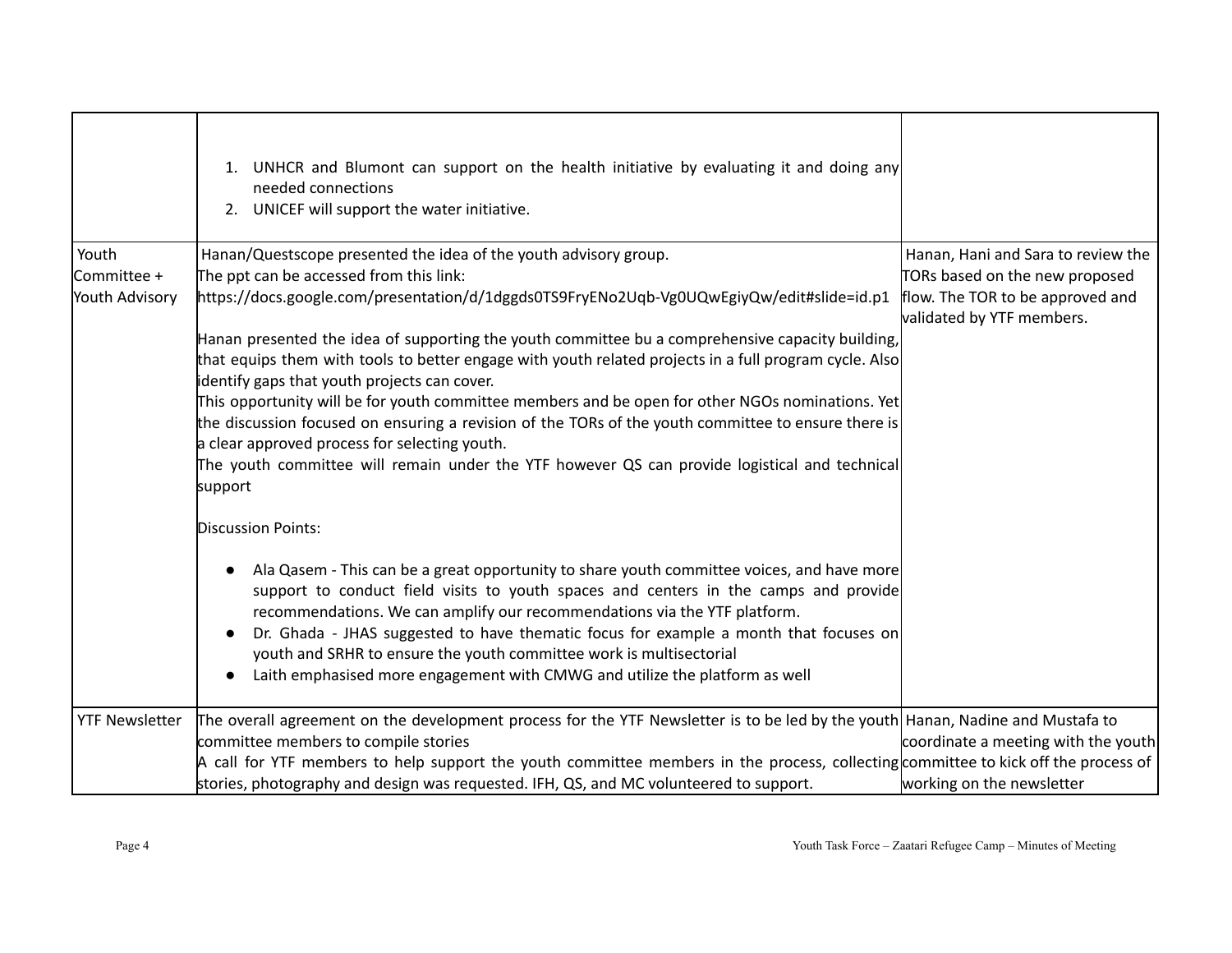| | | |
|---|---|---|
| | 1. UNHCR and Blumont can support on the health initiative by evaluating it and doing any needed connections<br>2. UNICEF will support the water initiative. | |
| Youth Committee + Youth Advisory | Hanan/Questscope presented the idea of the youth advisory group.<br>The ppt can be accessed from this link:<br>https://docs.google.com/presentation/d/1dggds0TS9FryENo2Uqb-Vg0UQwEgiyQw/edit#slide=id.p1<br><br>Hanan presented the idea of supporting the youth committee bu a comprehensive capacity building, that equips them with tools to better engage with youth related projects in a full program cycle. Also identify gaps that youth projects can cover.<br>This opportunity will be for youth committee members and be open for other NGOs nominations. Yet the discussion focused on ensuring a revision of the TORs of the youth committee to ensure there is a clear approved process for selecting youth.<br>The youth committee will remain under the YTF however QS can provide logistical and technical support<br><br>Discussion Points:<br><br>• Ala Qasem - This can be a great opportunity to share youth committee voices, and have more support to conduct field visits to youth spaces and centers in the camps and provide recommendations. We can amplify our recommendations via the YTF platform.<br>• Dr. Ghada - JHAS suggested to have thematic focus for example a month that focuses on youth and SRHR to ensure the youth committee work is multisectorial<br>• Laith emphasised more engagement with CMWG and utilize the platform as well | Hanan, Hani and Sara to review the TORs based on the new proposed flow. The TOR to be approved and validated by YTF members. |
| YTF Newsletter | The overall agreement on the development process for the YTF Newsletter is to be led by the youth committee members to compile stories<br>A call for YTF members to help support the youth committee members in the process, collecting stories, photography and design was requested. IFH, QS, and MC volunteered to support. | Hanan, Nadine and Mustafa to coordinate a meeting with the youth committee to kick off the process of working on the newsletter |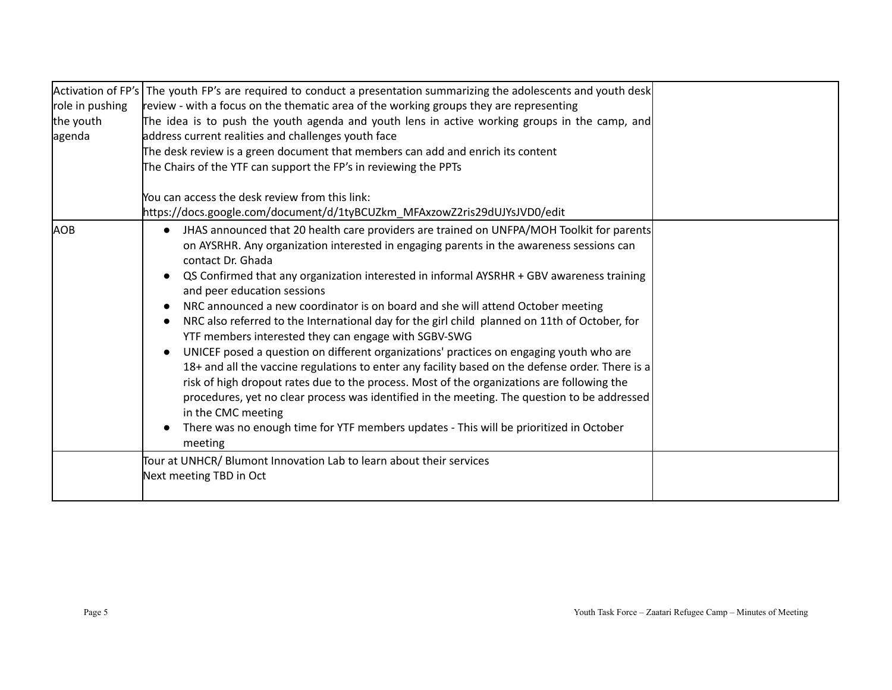| | | |
|---|---|---|
| Activation of FP's role in pushing the youth agenda | The youth FP's are required to conduct a presentation summarizing the adolescents and youth desk review - with a focus on the thematic area of the working groups they are representing<br>The idea is to push the youth agenda and youth lens in active working groups in the camp, and address current realities and challenges youth face<br>The desk review is a green document that members can add and enrich its content<br>The Chairs of the YTF can support the FP's in reviewing the PPTs<br><br>You can access the desk review from this link:<br>https://docs.google.com/document/d/1tyBCUZkm_MFAxzowZ2ris29dUJYsJVD0/edit | |
| AOB | • JHAS announced that 20 health care providers are trained on UNFPA/MOH Toolkit for parents on AYSRHR. Any organization interested in engaging parents in the awareness sessions can contact Dr. Ghada<br>• QS Confirmed that any organization interested in informal AYSRHR + GBV awareness training and peer education sessions<br>• NRC announced a new coordinator is on board and she will attend October meeting<br>• NRC also referred to the International day for the girl child planned on 11th of October, for YTF members interested they can engage with SGBV-SWG<br>• UNICEF posed a question on different organizations' practices on engaging youth who are 18+ and all the vaccine regulations to enter any facility based on the defense order. There is a risk of high dropout rates due to the process. Most of the organizations are following the procedures, yet no clear process was identified in the meeting. The question to be addressed in the CMC meeting<br>• There was no enough time for YTF members updates - This will be prioritized in October meeting | |
| | Tour at UNHCR/ Blumont Innovation Lab to learn about their services<br>Next meeting TBD in Oct | |